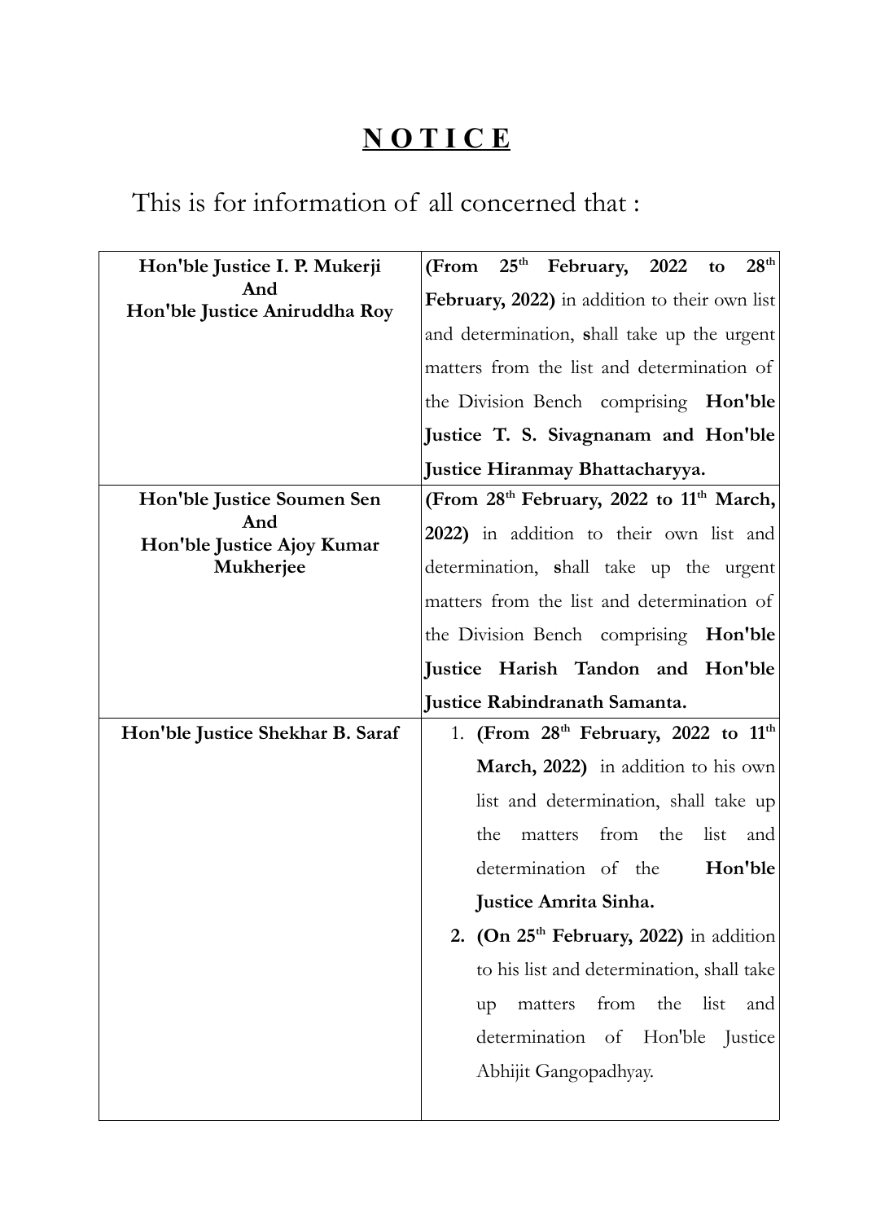# NOTICE

This is for information of all concerned that :

| | |
|---|---|
| **Hon'ble Justice I. P. Mukerji And Hon'ble Justice Aniruddha Roy** | **(From 25th February, 2022 to 28th February, 2022)** in addition to their own list and determination, **s**hall take up the urgent matters from the list and determination of the Division Bench comprising **Hon'ble Justice T. S. Sivagnanam and Hon'ble Justice Hiranmay Bhattacharyya.** |
| **Hon'ble Justice Soumen Sen And Hon'ble Justice Ajoy Kumar Mukherjee** | **(From 28th February, 2022 to 11th March, 2022)** in addition to their own list and determination, **s**hall take up the urgent matters from the list and determination of the Division Bench comprising **Hon'ble Justice Harish Tandon and Hon'ble Justice Rabindranath Samanta.** |
| **Hon'ble Justice Shekhar B. Saraf** | 1. **(From 28th February, 2022 to 11th March, 2022)** in addition to his own list and determination, shall take up the matters from the list and determination of the **Hon'ble Justice Amrita Sinha.** <br> 2. **(On 25th February, 2022)** in addition to his list and determination, shall take up matters from the list and determination of Hon'ble Justice Abhijit Gangopadhyay. |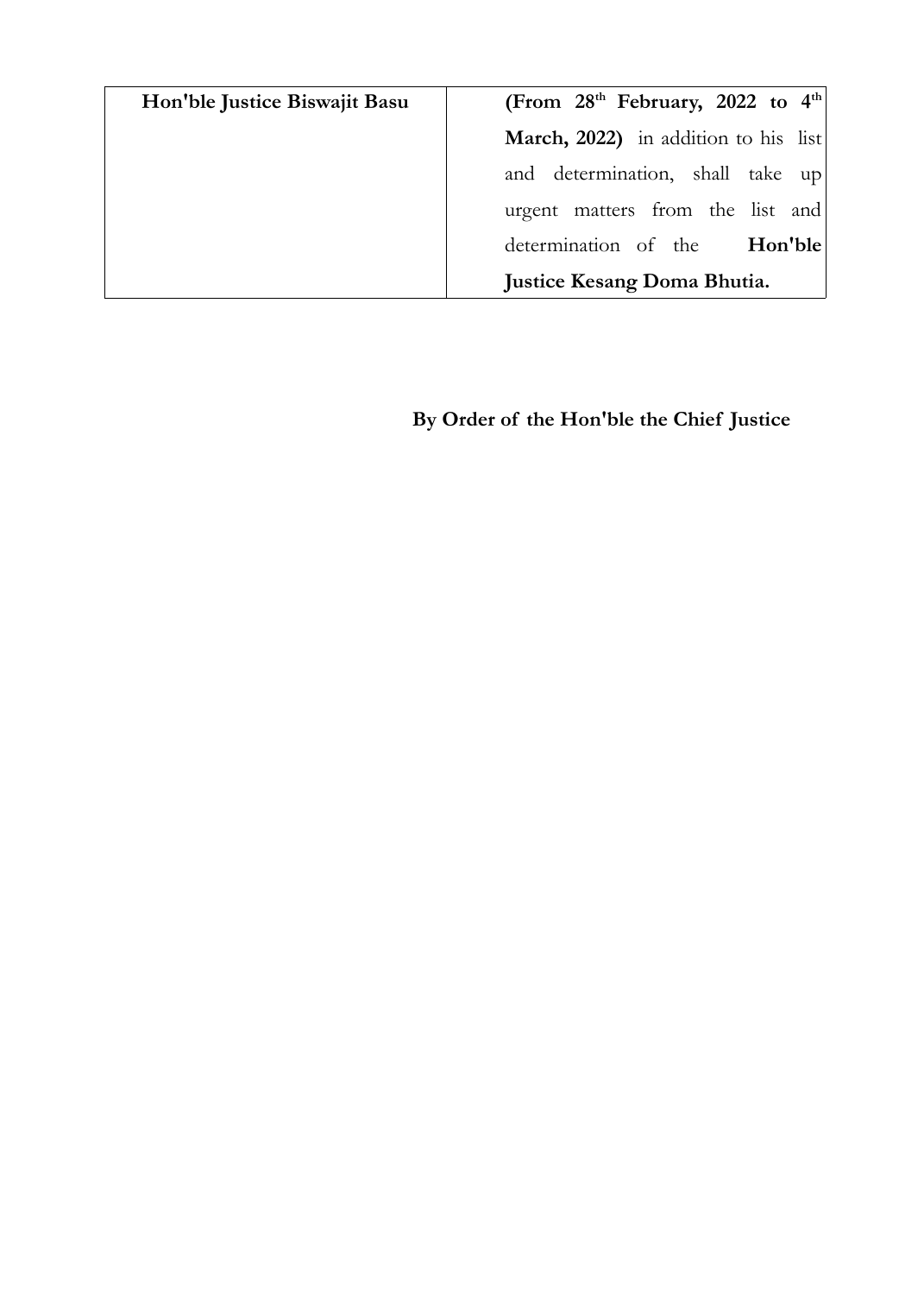| | |
|---|---|
| **Hon'ble Justice Biswajit Basu** | **(From 28th February, 2022 to 4th March, 2022)** in addition to his list and determination, shall take up urgent matters from the list and determination of the **Hon'ble Justice Kesang Doma Bhutia.** |

**By Order of the Hon'ble the Chief Justice**